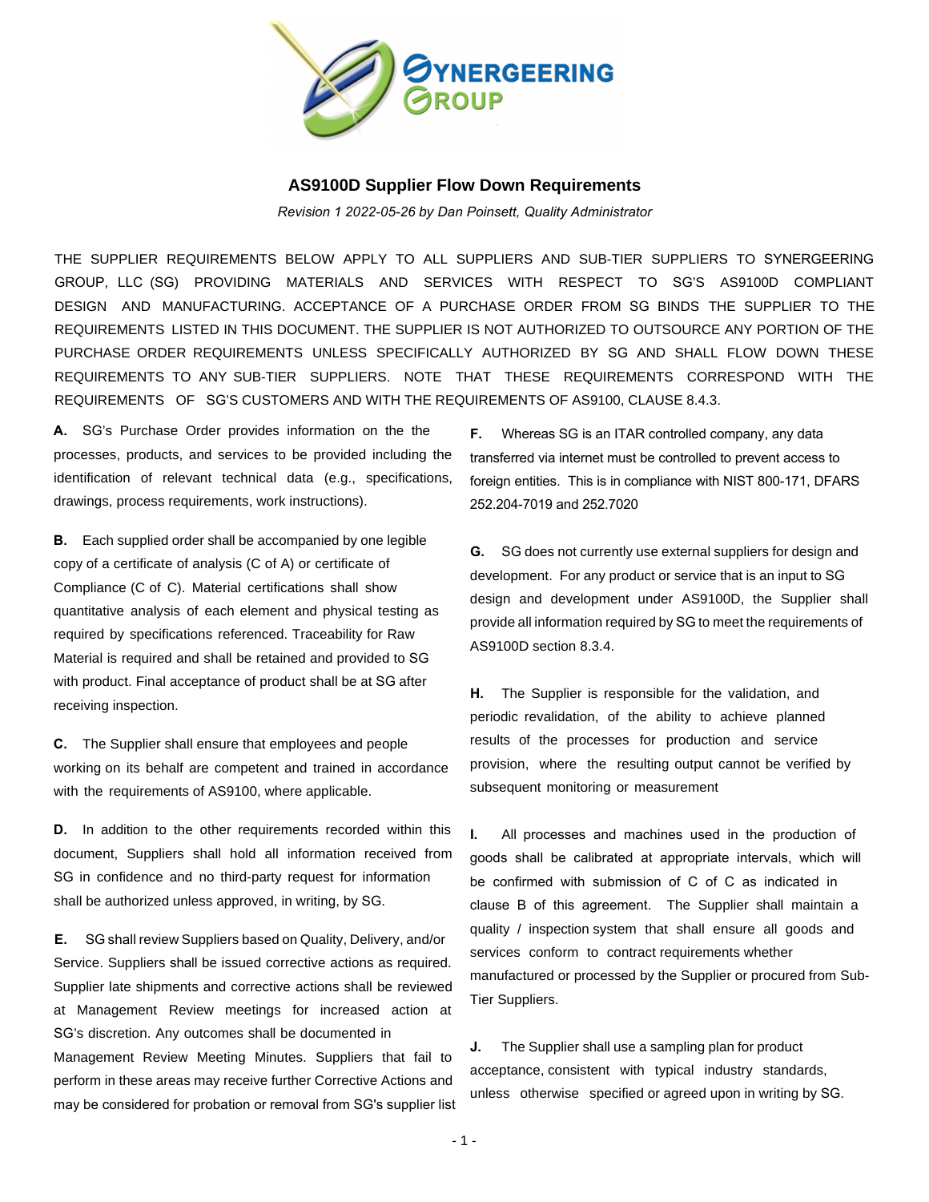# AS9100D Supplier Flow Down Requirements

*Revision 1 2022-05-26 by Dan Poinsett, Quality Administrator*

THE SUPPLIER REQUIREMENTS BELOW APPLY TO ALL SUPPLIERS AND SUB-TIER SUPPLIERS TO SYNERGEERING GROUP, LLC (SG) PROVIDING MATERIALS AND SERVICES WITH RESPECT TO SG'S AS9100D COMPLIANT DESIGN AND MANUFACTURING. ACCEPTANCE OF A PURCHASE ORDER FROM SG BINDS THE SUPPLIER TO THE REQUIREMENTS LISTED IN THIS DOCUMENT. THE SUPPLIER IS NOT AUTHORIZED TO OUTSOURCE ANY PORTION OF THE PURCHASE ORDER REQUIREMENTS UNLESS SPECIFICALLY AUTHORIZED BY SG AND SHALL FLOW DOWN THESE REQUIREMENTS TO ANY SUB-TIER SUPPLIERS. NOTE THAT THESE REQUIREMENTS CORRESPOND WITH THE REQUIREMENTS OF SG'S CUSTOMERS AND WITH THE REQUIREMENTS OF AS9100, CLAUSE 8.4.3.

**A.** SG's Purchase Order provides information on the the processes, products, and services to be provided including the identification of relevant technical data (e.g., specifications, drawings, process requirements, work instructions).

**B.** Each supplied order shall be accompanied by one legible copy of a certificate of analysis (C of A) or certificate of Compliance (C of C). Material certifications shall show quantitative analysis of each element and physical testing as required by specifications referenced. Traceability for Raw Material is required and shall be retained and provided to SG with product. Final acceptance of product shall be at SG after receiving inspection.

**C.** The Supplier shall ensure that employees and people working on its behalf are competent and trained in accordance with the requirements of AS9100, where applicable.

**D.** In addition to the other requirements recorded within this document, Suppliers shall hold all information received from SG in confidence and no third-party request for information shall be authorized unless approved, in writing, by SG.

**E.** SG shall review Suppliers based on Quality, Delivery, and/or Service. Suppliers shall be issued corrective actions as required. Supplier late shipments and corrective actions shall be reviewed at Management Review meetings for increased action at SG's discretion. Any outcomes shall be documented in Management Review Meeting Minutes. Suppliers that fail to perform in these areas may receive further Corrective Actions and may be considered for probation or removal from SG's supplier list

**F.** Whereas SG is an ITAR controlled company, any data transferred via internet must be controlled to prevent access to foreign entities. This is in compliance with NIST 800-171, DFARS 252.204-7019 and 252.7020

**G.** SG does not currently use external suppliers for design and development. For any product or service that is an input to SG design and development under AS9100D, the Supplier shall provide all information required by SG to meet the requirements of AS9100D section 8.3.4.

**H.** The Supplier is responsible for the validation, and periodic revalidation, of the ability to achieve planned results of the processes for production and service provision, where the resulting output cannot be verified by subsequent monitoring or measurement

**I.** All processes and machines used in the production of goods shall be calibrated at appropriate intervals, which will be confirmed with submission of C of C as indicated in clause B of this agreement. The Supplier shall maintain a quality / inspection system that shall ensure all goods and services conform to contract requirements whether manufactured or processed by the Supplier or procured from Sub-Tier Suppliers.

**J.** The Supplier shall use a sampling plan for product acceptance, consistent with typical industry standards, unless otherwise specified or agreed upon in writing by SG.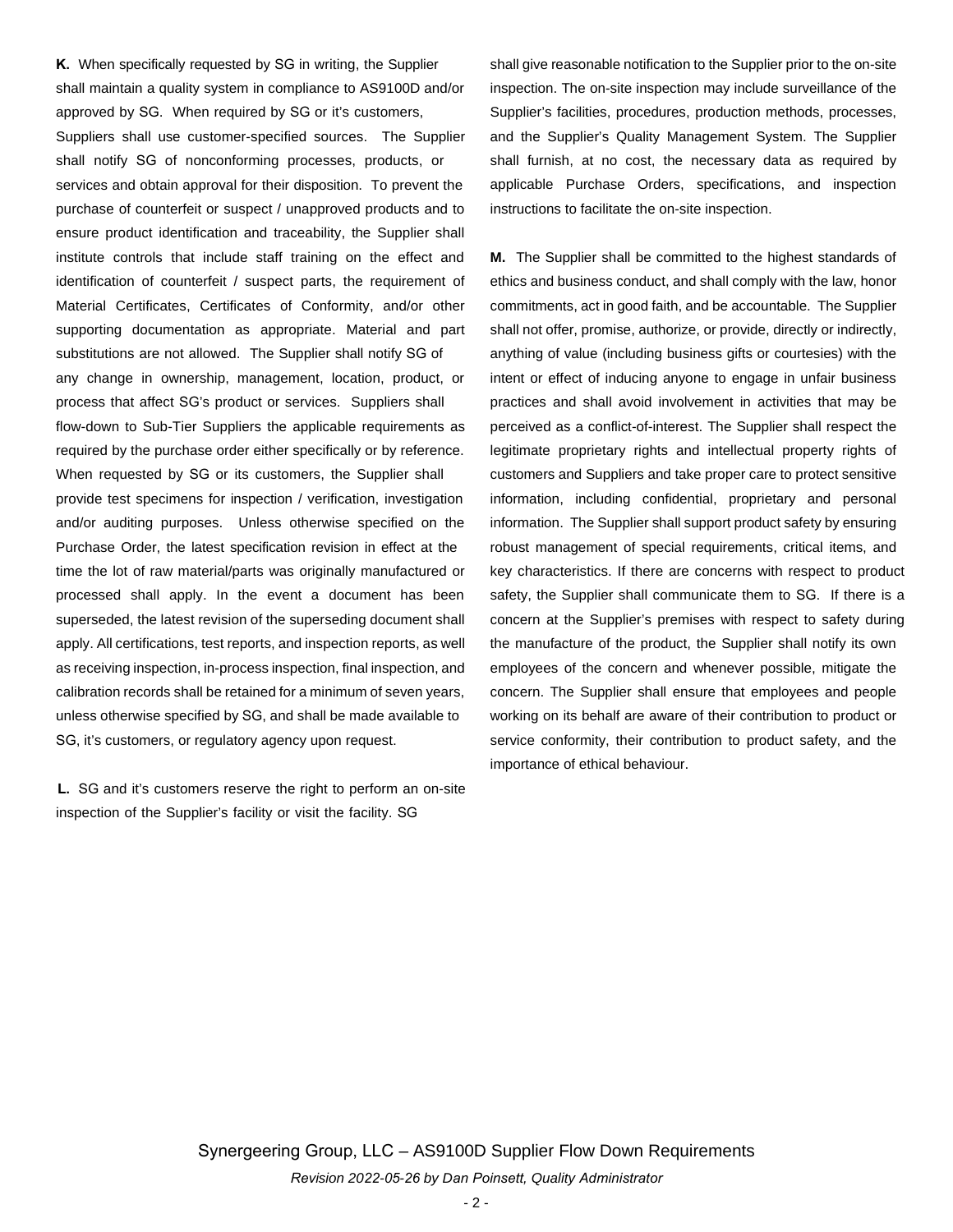**K.** When specifically requested by SG in writing, the Supplier shall maintain a quality system in compliance to AS9100D and/or approved by SG. When required by SG or it's customers, Suppliers shall use customer-specified sources. The Supplier shall notify SG of nonconforming processes, products, or services and obtain approval for their disposition. To prevent the purchase of counterfeit or suspect / unapproved products and to ensure product identification and traceability, the Supplier shall institute controls that include staff training on the effect and identification of counterfeit / suspect parts, the requirement of Material Certificates, Certificates of Conformity, and/or other supporting documentation as appropriate. Material and part substitutions are not allowed. The Supplier shall notify SG of any change in ownership, management, location, product, or process that affect SG's product or services. Suppliers shall flow-down to Sub-Tier Suppliers the applicable requirements as required by the purchase order either specifically or by reference. When requested by SG or its customers, the Supplier shall provide test specimens for inspection / verification, investigation and/or auditing purposes. Unless otherwise specified on the Purchase Order, the latest specification revision in effect at the time the lot of raw material/parts was originally manufactured or processed shall apply. In the event a document has been superseded, the latest revision of the superseding document shall apply. All certifications, test reports, and inspection reports, as well as receiving inspection, in-process inspection, final inspection, and calibration records shall be retained for a minimum of seven years, unless otherwise specified by SG, and shall be made available to SG, it's customers, or regulatory agency upon request.

**L.** SG and it's customers reserve the right to perform an on-site inspection of the Supplier's facility or visit the facility. SG shall give reasonable notification to the Supplier prior to the on-site inspection. The on-site inspection may include surveillance of the Supplier's facilities, procedures, production methods, processes, and the Supplier's Quality Management System. The Supplier shall furnish, at no cost, the necessary data as required by applicable Purchase Orders, specifications, and inspection instructions to facilitate the on-site inspection.

**M.** The Supplier shall be committed to the highest standards of ethics and business conduct, and shall comply with the law, honor commitments, act in good faith, and be accountable. The Supplier shall not offer, promise, authorize, or provide, directly or indirectly, anything of value (including business gifts or courtesies) with the intent or effect of inducing anyone to engage in unfair business practices and shall avoid involvement in activities that may be perceived as a conflict-of-interest. The Supplier shall respect the legitimate proprietary rights and intellectual property rights of customers and Suppliers and take proper care to protect sensitive information, including confidential, proprietary and personal information. The Supplier shall support product safety by ensuring robust management of special requirements, critical items, and key characteristics. If there are concerns with respect to product safety, the Supplier shall communicate them to SG. If there is a concern at the Supplier's premises with respect to safety during the manufacture of the product, the Supplier shall notify its own employees of the concern and whenever possible, mitigate the concern. The Supplier shall ensure that employees and people working on its behalf are aware of their contribution to product or service conformity, their contribution to product safety, and the importance of ethical behaviour.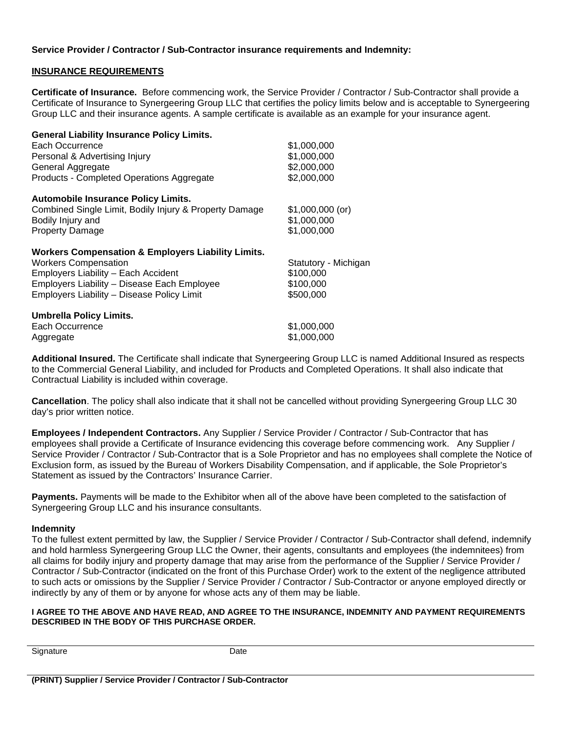**Service Provider / Contractor / Sub-Contractor insurance requirements and Indemnity:**

**INSURANCE REQUIREMENTS**

**Certificate of Insurance.** Before commencing work, the Service Provider / Contractor / Sub-Contractor shall provide a Certificate of Insurance to Synergeering Group LLC that certifies the policy limits below and is acceptable to Synergeering Group LLC and their insurance agents. A sample certificate is available as an example for your insurance agent.

| | |
|---|---|
| **General Liability Insurance Policy Limits.** | |
| Each Occurrence | $1,000,000 |
| Personal & Advertising Injury | $1,000,000 |
| General Aggregate | $2,000,000 |
| Products - Completed Operations Aggregate | $2,000,000 |
| **Automobile Insurance Policy Limits.** | |
| Combined Single Limit, Bodily Injury & Property Damage | $1,000,000 (or) |
| Bodily Injury and | $1,000,000 |
| Property Damage | $1,000,000 |
| **Workers Compensation & Employers Liability Limits.** | |
| Workers Compensation | Statutory - Michigan |
| Employers Liability – Each Accident | $100,000 |
| Employers Liability – Disease Each Employee | $100,000 |
| Employers Liability – Disease Policy Limit | $500,000 |
| **Umbrella Policy Limits.** | |
| Each Occurrence | $1,000,000 |
| Aggregate | $1,000,000 |

**Additional Insured.** The Certificate shall indicate that Synergeering Group LLC is named Additional Insured as respects to the Commercial General Liability, and included for Products and Completed Operations. It shall also indicate that Contractual Liability is included within coverage.

**Cancellation**. The policy shall also indicate that it shall not be cancelled without providing Synergeering Group LLC 30 day's prior written notice.

**Employees / Independent Contractors.** Any Supplier / Service Provider / Contractor / Sub-Contractor that has employees shall provide a Certificate of Insurance evidencing this coverage before commencing work. Any Supplier / Service Provider / Contractor / Sub-Contractor that is a Sole Proprietor and has no employees shall complete the Notice of Exclusion form, as issued by the Bureau of Workers Disability Compensation, and if applicable, the Sole Proprietor's Statement as issued by the Contractors' Insurance Carrier.

**Payments.** Payments will be made to the Exhibitor when all of the above have been completed to the satisfaction of Synergeering Group LLC and his insurance consultants.

**Indemnity**

To the fullest extent permitted by law, the Supplier / Service Provider / Contractor / Sub-Contractor shall defend, indemnify and hold harmless Synergeering Group LLC the Owner, their agents, consultants and employees (the indemnitees) from all claims for bodily injury and property damage that may arise from the performance of the Supplier / Service Provider / Contractor / Sub-Contractor (indicated on the front of this Purchase Order) work to the extent of the negligence attributed to such acts or omissions by the Supplier / Service Provider / Contractor / Sub-Contractor or anyone employed directly or indirectly by any of them or by anyone for whose acts any of them may be liable.

**I AGREE TO THE ABOVE AND HAVE READ, AND AGREE TO THE INSURANCE, INDEMNITY AND PAYMENT REQUIREMENTS DESCRIBED IN THE BODY OF THIS PURCHASE ORDER.**

Signature Date

**(PRINT) Supplier / Service Provider / Contractor / Sub-Contractor**